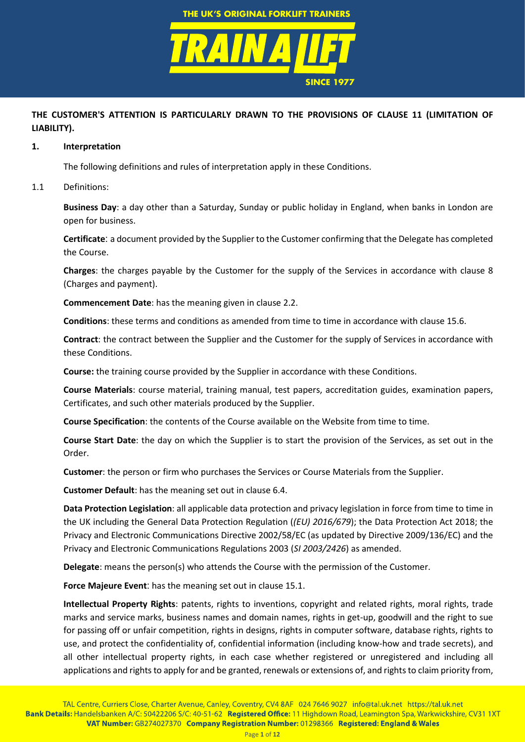**THE CUSTOMER'S ATTENTION IS PARTICULARLY DRAWN TO THE PROVISIONS OF CLAUSE 11 (LIMITATION OF LIABILITY).**

## 1. Interpretation

The following definitions and rules of interpretation apply in these Conditions.

1.1 Definitions:

**Business Day**: a day other than a Saturday, Sunday or public holiday in England, when banks in London are open for business.

**Certificate**: a document provided by the Supplier to the Customer confirming that the Delegate has completed the Course.

**Charges**: the charges payable by the Customer for the supply of the Services in accordance with clause 8 (Charges and payment).

**Commencement Date**: has the meaning given in clause 2.2.

**Conditions**: these terms and conditions as amended from time to time in accordance with clause 15.6.

**Contract**: the contract between the Supplier and the Customer for the supply of Services in accordance with these Conditions.

**Course:** the training course provided by the Supplier in accordance with these Conditions.

**Course Materials**: course material, training manual, test papers, accreditation guides, examination papers, Certificates, and such other materials produced by the Supplier.

**Course Specification**: the contents of the Course available on the Website from time to time.

**Course Start Date**: the day on which the Supplier is to start the provision of the Services, as set out in the Order.

**Customer**: the person or firm who purchases the Services or Course Materials from the Supplier.

**Customer Default**: has the meaning set out in clause 6.4.

**Data Protection Legislation**: all applicable data protection and privacy legislation in force from time to time in the UK including the General Data Protection Regulation (*(EU) 2016/679*); the Data Protection Act 2018; the Privacy and Electronic Communications Directive 2002/58/EC (as updated by Directive 2009/136/EC) and the Privacy and Electronic Communications Regulations 2003 (*SI 2003/2426*) as amended.

**Delegate**: means the person(s) who attends the Course with the permission of the Customer.

**Force Majeure Event**: has the meaning set out in clause 15.1.

**Intellectual Property Rights**: patents, rights to inventions, copyright and related rights, moral rights, trade marks and service marks, business names and domain names, rights in get-up, goodwill and the right to sue for passing off or unfair competition, rights in designs, rights in computer software, database rights, rights to use, and protect the confidentiality of, confidential information (including know-how and trade secrets), and all other intellectual property rights, in each case whether registered or unregistered and including all applications and rights to apply for and be granted, renewals or extensions of, and rights to claim priority from,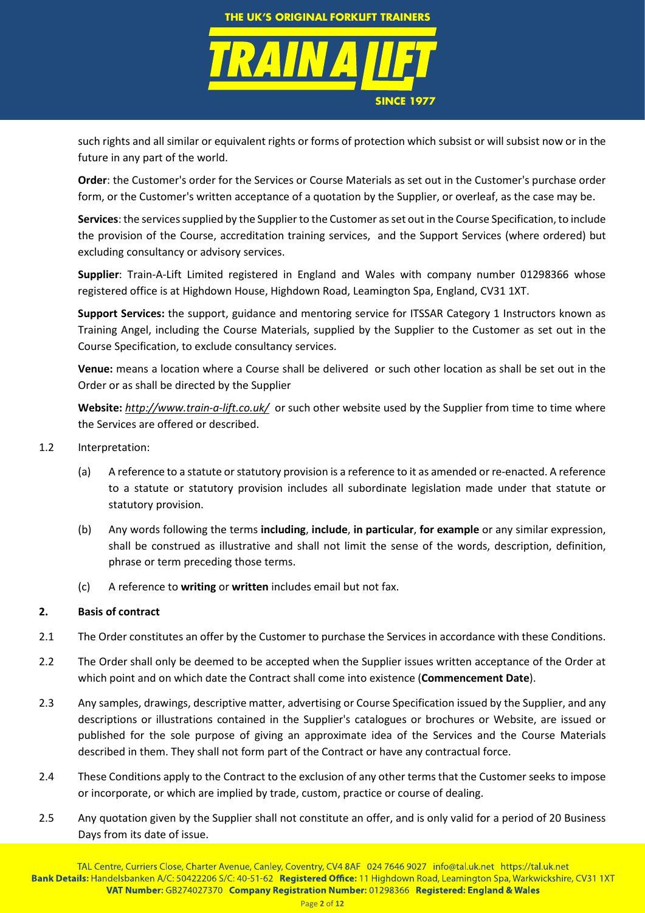such rights and all similar or equivalent rights or forms of protection which subsist or will subsist now or in the future in any part of the world.

**Order**: the Customer's order for the Services or Course Materials as set out in the Customer's purchase order form, or the Customer's written acceptance of a quotation by the Supplier, or overleaf, as the case may be.

**Services**: the services supplied by the Supplier to the Customer as set out in the Course Specification, to include the provision of the Course, accreditation training services, and the Support Services (where ordered) but excluding consultancy or advisory services.

**Supplier**: Train-A-Lift Limited registered in England and Wales with company number 01298366 whose registered office is at Highdown House, Highdown Road, Leamington Spa, England, CV31 1XT.

**Support Services:** the support, guidance and mentoring service for ITSSAR Category 1 Instructors known as Training Angel, including the Course Materials, supplied by the Supplier to the Customer as set out in the Course Specification, to exclude consultancy services.

**Venue:** means a location where a Course shall be delivered or such other location as shall be set out in the Order or as shall be directed by the Supplier

**Website:** *http://www.train-a-lift.co.uk/* or such other website used by the Supplier from time to time where the Services are offered or described.

1.2 Interpretation:

(a) A reference to a statute or statutory provision is a reference to it as amended or re-enacted. A reference to a statute or statutory provision includes all subordinate legislation made under that statute or statutory provision.

(b) Any words following the terms **including**, **include**, **in particular**, **for example** or any similar expression, shall be construed as illustrative and shall not limit the sense of the words, description, definition, phrase or term preceding those terms.

(c) A reference to **writing** or **written** includes email but not fax.

## 2. Basis of contract

2.1 The Order constitutes an offer by the Customer to purchase the Services in accordance with these Conditions.

2.2 The Order shall only be deemed to be accepted when the Supplier issues written acceptance of the Order at which point and on which date the Contract shall come into existence (**Commencement Date**).

2.3 Any samples, drawings, descriptive matter, advertising or Course Specification issued by the Supplier, and any descriptions or illustrations contained in the Supplier's catalogues or brochures or Website, are issued or published for the sole purpose of giving an approximate idea of the Services and the Course Materials described in them. They shall not form part of the Contract or have any contractual force.

2.4 These Conditions apply to the Contract to the exclusion of any other terms that the Customer seeks to impose or incorporate, or which are implied by trade, custom, practice or course of dealing.

2.5 Any quotation given by the Supplier shall not constitute an offer, and is only valid for a period of 20 Business Days from its date of issue.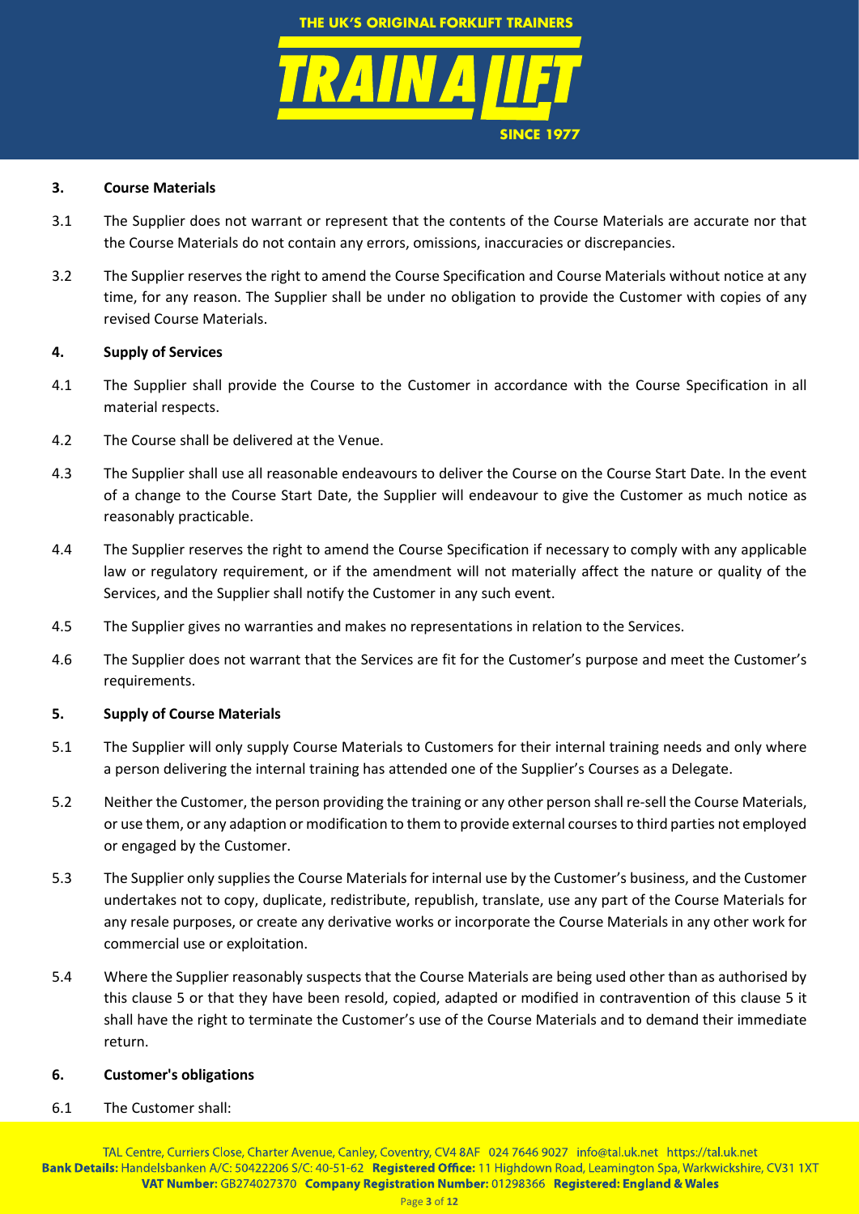## 3. Course Materials

3.1 The Supplier does not warrant or represent that the contents of the Course Materials are accurate nor that the Course Materials do not contain any errors, omissions, inaccuracies or discrepancies.

3.2 The Supplier reserves the right to amend the Course Specification and Course Materials without notice at any time, for any reason. The Supplier shall be under no obligation to provide the Customer with copies of any revised Course Materials.

## 4. Supply of Services

4.1 The Supplier shall provide the Course to the Customer in accordance with the Course Specification in all material respects.

4.2 The Course shall be delivered at the Venue.

4.3 The Supplier shall use all reasonable endeavours to deliver the Course on the Course Start Date. In the event of a change to the Course Start Date, the Supplier will endeavour to give the Customer as much notice as reasonably practicable.

4.4 The Supplier reserves the right to amend the Course Specification if necessary to comply with any applicable law or regulatory requirement, or if the amendment will not materially affect the nature or quality of the Services, and the Supplier shall notify the Customer in any such event.

4.5 The Supplier gives no warranties and makes no representations in relation to the Services.

4.6 The Supplier does not warrant that the Services are fit for the Customer's purpose and meet the Customer's requirements.

## 5. Supply of Course Materials

5.1 The Supplier will only supply Course Materials to Customers for their internal training needs and only where a person delivering the internal training has attended one of the Supplier's Courses as a Delegate.

5.2 Neither the Customer, the person providing the training or any other person shall re-sell the Course Materials, or use them, or any adaption or modification to them to provide external courses to third parties not employed or engaged by the Customer.

5.3 The Supplier only supplies the Course Materials for internal use by the Customer's business, and the Customer undertakes not to copy, duplicate, redistribute, republish, translate, use any part of the Course Materials for any resale purposes, or create any derivative works or incorporate the Course Materials in any other work for commercial use or exploitation.

5.4 Where the Supplier reasonably suspects that the Course Materials are being used other than as authorised by this clause 5 or that they have been resold, copied, adapted or modified in contravention of this clause 5 it shall have the right to terminate the Customer's use of the Course Materials and to demand their immediate return.

## 6. Customer's obligations

6.1 The Customer shall: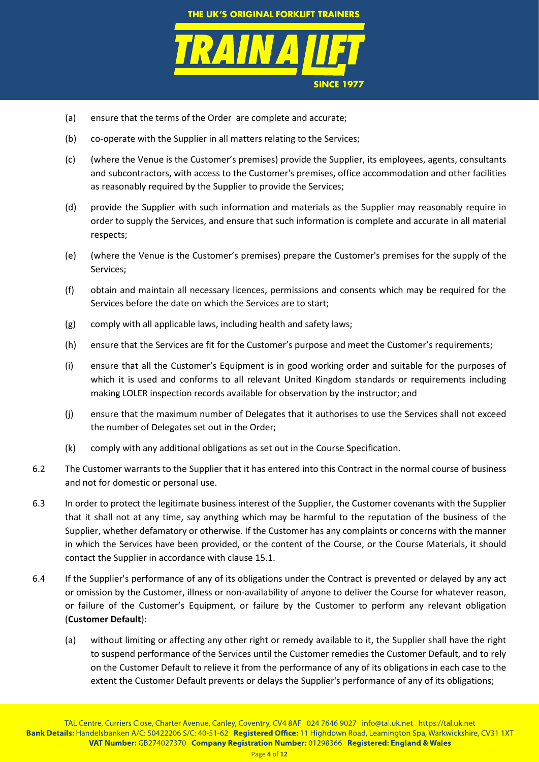(a) ensure that the terms of the Order are complete and accurate;

(b) co-operate with the Supplier in all matters relating to the Services;

(c) (where the Venue is the Customer's premises) provide the Supplier, its employees, agents, consultants and subcontractors, with access to the Customer's premises, office accommodation and other facilities as reasonably required by the Supplier to provide the Services;

(d) provide the Supplier with such information and materials as the Supplier may reasonably require in order to supply the Services, and ensure that such information is complete and accurate in all material respects;

(e) (where the Venue is the Customer's premises) prepare the Customer's premises for the supply of the Services;

(f) obtain and maintain all necessary licences, permissions and consents which may be required for the Services before the date on which the Services are to start;

(g) comply with all applicable laws, including health and safety laws;

(h) ensure that the Services are fit for the Customer's purpose and meet the Customer's requirements;

(i) ensure that all the Customer's Equipment is in good working order and suitable for the purposes of which it is used and conforms to all relevant United Kingdom standards or requirements including making LOLER inspection records available for observation by the instructor; and

(j) ensure that the maximum number of Delegates that it authorises to use the Services shall not exceed the number of Delegates set out in the Order;

(k) comply with any additional obligations as set out in the Course Specification.

6.2 The Customer warrants to the Supplier that it has entered into this Contract in the normal course of business and not for domestic or personal use.

6.3 In order to protect the legitimate business interest of the Supplier, the Customer covenants with the Supplier that it shall not at any time, say anything which may be harmful to the reputation of the business of the Supplier, whether defamatory or otherwise. If the Customer has any complaints or concerns with the manner in which the Services have been provided, or the content of the Course, or the Course Materials, it should contact the Supplier in accordance with clause 15.1.

6.4 If the Supplier's performance of any of its obligations under the Contract is prevented or delayed by any act or omission by the Customer, illness or non-availability of anyone to deliver the Course for whatever reason, or failure of the Customer's Equipment, or failure by the Customer to perform any relevant obligation (**Customer Default**):

(a) without limiting or affecting any other right or remedy available to it, the Supplier shall have the right to suspend performance of the Services until the Customer remedies the Customer Default, and to rely on the Customer Default to relieve it from the performance of any of its obligations in each case to the extent the Customer Default prevents or delays the Supplier's performance of any of its obligations;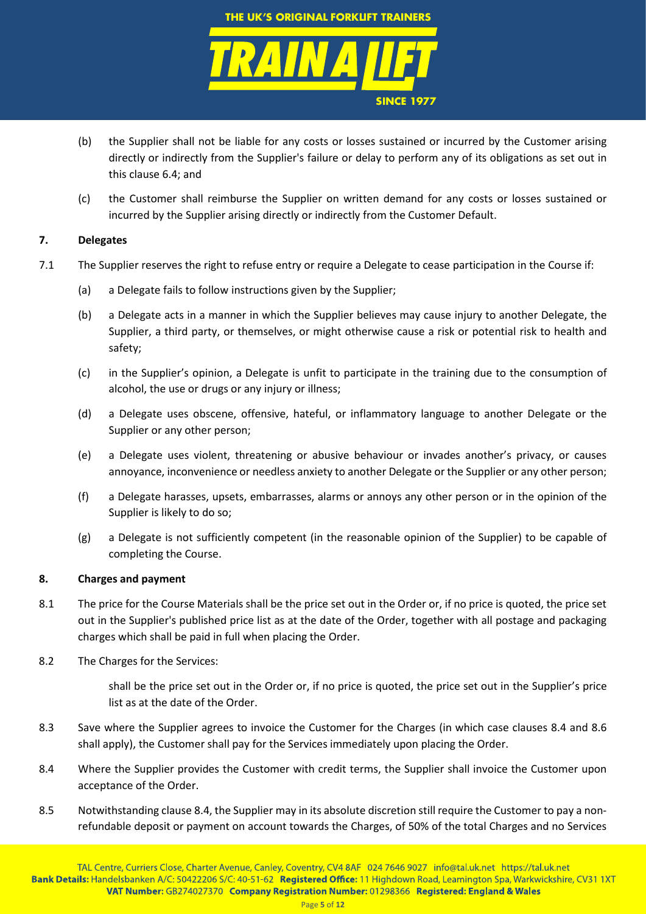(b) the Supplier shall not be liable for any costs or losses sustained or incurred by the Customer arising directly or indirectly from the Supplier's failure or delay to perform any of its obligations as set out in this clause 6.4; and

(c) the Customer shall reimburse the Supplier on written demand for any costs or losses sustained or incurred by the Supplier arising directly or indirectly from the Customer Default.

**7. Delegates**

7.1 The Supplier reserves the right to refuse entry or require a Delegate to cease participation in the Course if:

(a) a Delegate fails to follow instructions given by the Supplier;

(b) a Delegate acts in a manner in which the Supplier believes may cause injury to another Delegate, the Supplier, a third party, or themselves, or might otherwise cause a risk or potential risk to health and safety;

(c) in the Supplier's opinion, a Delegate is unfit to participate in the training due to the consumption of alcohol, the use or drugs or any injury or illness;

(d) a Delegate uses obscene, offensive, hateful, or inflammatory language to another Delegate or the Supplier or any other person;

(e) a Delegate uses violent, threatening or abusive behaviour or invades another's privacy, or causes annoyance, inconvenience or needless anxiety to another Delegate or the Supplier or any other person;

(f) a Delegate harasses, upsets, embarrasses, alarms or annoys any other person or in the opinion of the Supplier is likely to do so;

(g) a Delegate is not sufficiently competent (in the reasonable opinion of the Supplier) to be capable of completing the Course.

**8. Charges and payment**

8.1 The price for the Course Materials shall be the price set out in the Order or, if no price is quoted, the price set out in the Supplier's published price list as at the date of the Order, together with all postage and packaging charges which shall be paid in full when placing the Order.

8.2 The Charges for the Services:

shall be the price set out in the Order or, if no price is quoted, the price set out in the Supplier's price list as at the date of the Order.

8.3 Save where the Supplier agrees to invoice the Customer for the Charges (in which case clauses 8.4 and 8.6 shall apply), the Customer shall pay for the Services immediately upon placing the Order.

8.4 Where the Supplier provides the Customer with credit terms, the Supplier shall invoice the Customer upon acceptance of the Order.

8.5 Notwithstanding clause 8.4, the Supplier may in its absolute discretion still require the Customer to pay a non-refundable deposit or payment on account towards the Charges, of 50% of the total Charges and no Services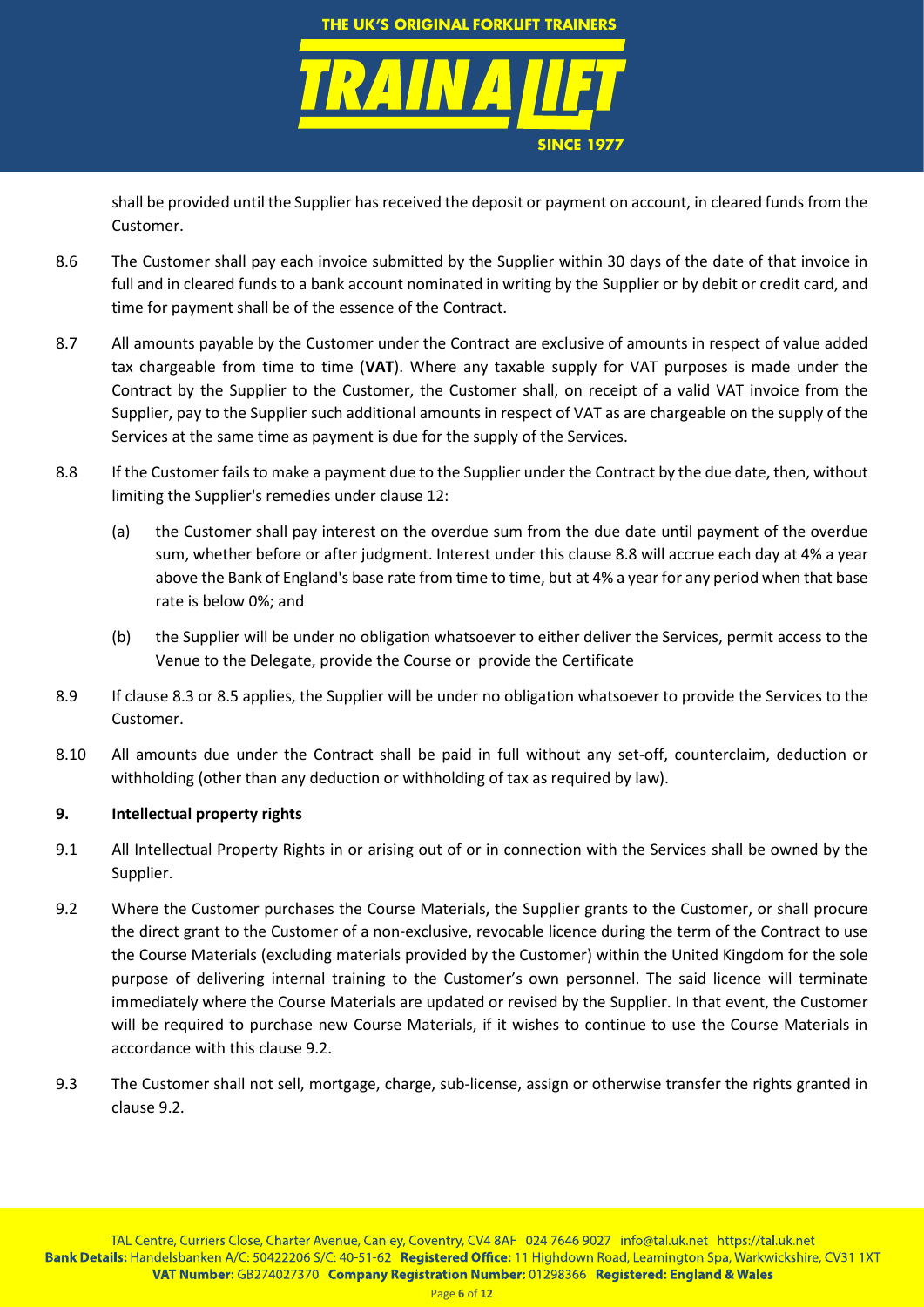shall be provided until the Supplier has received the deposit or payment on account, in cleared funds from the Customer.

8.6 The Customer shall pay each invoice submitted by the Supplier within 30 days of the date of that invoice in full and in cleared funds to a bank account nominated in writing by the Supplier or by debit or credit card, and time for payment shall be of the essence of the Contract.

8.7 All amounts payable by the Customer under the Contract are exclusive of amounts in respect of value added tax chargeable from time to time (**VAT**). Where any taxable supply for VAT purposes is made under the Contract by the Supplier to the Customer, the Customer shall, on receipt of a valid VAT invoice from the Supplier, pay to the Supplier such additional amounts in respect of VAT as are chargeable on the supply of the Services at the same time as payment is due for the supply of the Services.

8.8 If the Customer fails to make a payment due to the Supplier under the Contract by the due date, then, without limiting the Supplier's remedies under clause 12:

(a) the Customer shall pay interest on the overdue sum from the due date until payment of the overdue sum, whether before or after judgment. Interest under this clause 8.8 will accrue each day at 4% a year above the Bank of England's base rate from time to time, but at 4% a year for any period when that base rate is below 0%; and

(b) the Supplier will be under no obligation whatsoever to either deliver the Services, permit access to the Venue to the Delegate, provide the Course or provide the Certificate

8.9 If clause 8.3 or 8.5 applies, the Supplier will be under no obligation whatsoever to provide the Services to the Customer.

8.10 All amounts due under the Contract shall be paid in full without any set-off, counterclaim, deduction or withholding (other than any deduction or withholding of tax as required by law).

## 9. Intellectual property rights

9.1 All Intellectual Property Rights in or arising out of or in connection with the Services shall be owned by the Supplier.

9.2 Where the Customer purchases the Course Materials, the Supplier grants to the Customer, or shall procure the direct grant to the Customer of a non-exclusive, revocable licence during the term of the Contract to use the Course Materials (excluding materials provided by the Customer) within the United Kingdom for the sole purpose of delivering internal training to the Customer's own personnel. The said licence will terminate immediately where the Course Materials are updated or revised by the Supplier. In that event, the Customer will be required to purchase new Course Materials, if it wishes to continue to use the Course Materials in accordance with this clause 9.2.

9.3 The Customer shall not sell, mortgage, charge, sub-license, assign or otherwise transfer the rights granted in clause 9.2.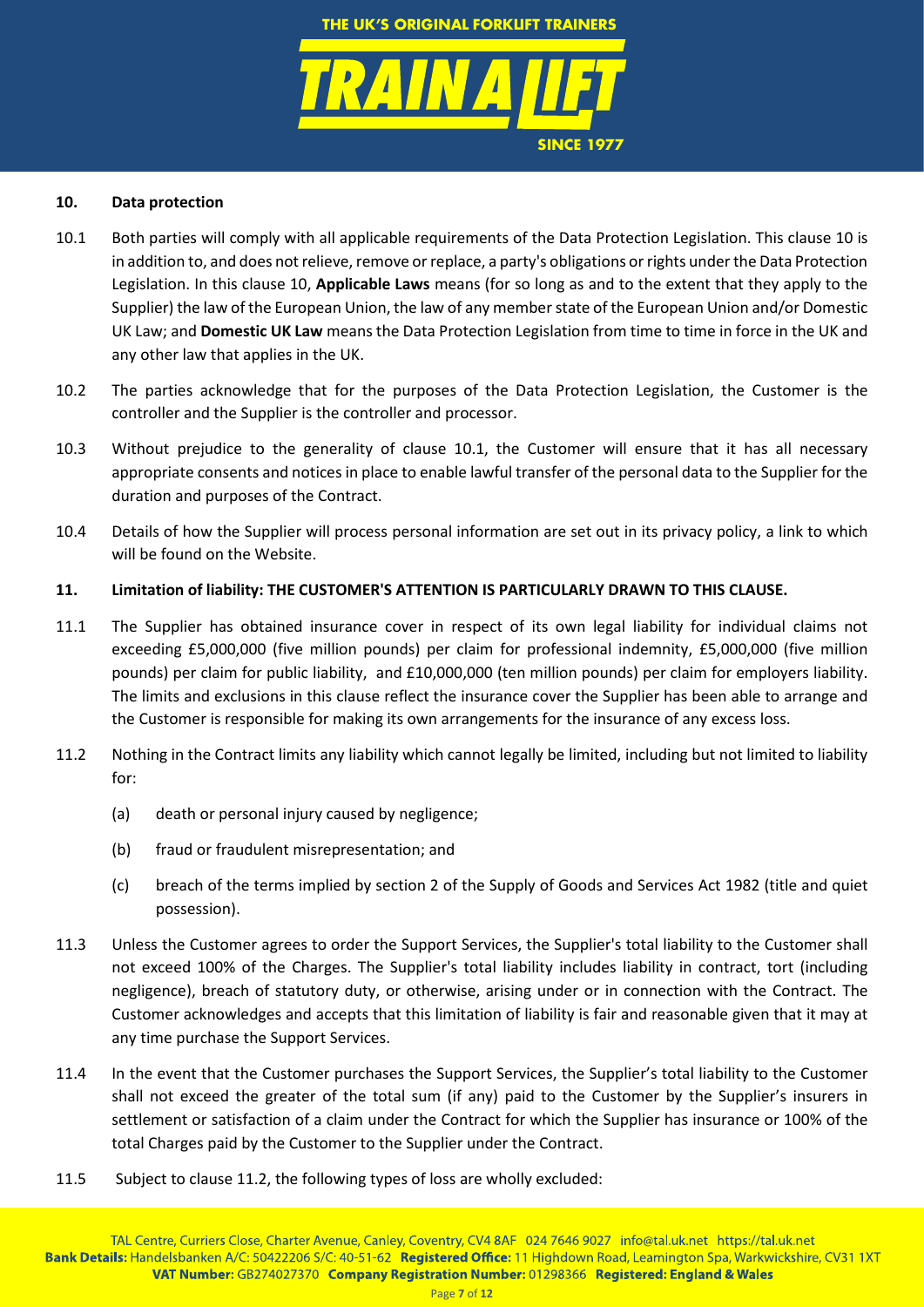**10. Data protection**

10.1 Both parties will comply with all applicable requirements of the Data Protection Legislation. This clause 10 is in addition to, and does not relieve, remove or replace, a party's obligations or rights under the Data Protection Legislation. In this clause 10, **Applicable Laws** means (for so long as and to the extent that they apply to the Supplier) the law of the European Union, the law of any member state of the European Union and/or Domestic UK Law; and **Domestic UK Law** means the Data Protection Legislation from time to time in force in the UK and any other law that applies in the UK.

10.2 The parties acknowledge that for the purposes of the Data Protection Legislation, the Customer is the controller and the Supplier is the controller and processor.

10.3 Without prejudice to the generality of clause 10.1, the Customer will ensure that it has all necessary appropriate consents and notices in place to enable lawful transfer of the personal data to the Supplier for the duration and purposes of the Contract.

10.4 Details of how the Supplier will process personal information are set out in its privacy policy, a link to which will be found on the Website.

**11. Limitation of liability: THE CUSTOMER'S ATTENTION IS PARTICULARLY DRAWN TO THIS CLAUSE.**

11.1 The Supplier has obtained insurance cover in respect of its own legal liability for individual claims not exceeding £5,000,000 (five million pounds) per claim for professional indemnity, £5,000,000 (five million pounds) per claim for public liability, and £10,000,000 (ten million pounds) per claim for employers liability. The limits and exclusions in this clause reflect the insurance cover the Supplier has been able to arrange and the Customer is responsible for making its own arrangements for the insurance of any excess loss.

11.2 Nothing in the Contract limits any liability which cannot legally be limited, including but not limited to liability for:

(a) death or personal injury caused by negligence;

(b) fraud or fraudulent misrepresentation; and

(c) breach of the terms implied by section 2 of the Supply of Goods and Services Act 1982 (title and quiet possession).

11.3 Unless the Customer agrees to order the Support Services, the Supplier's total liability to the Customer shall not exceed 100% of the Charges. The Supplier's total liability includes liability in contract, tort (including negligence), breach of statutory duty, or otherwise, arising under or in connection with the Contract. The Customer acknowledges and accepts that this limitation of liability is fair and reasonable given that it may at any time purchase the Support Services.

11.4 In the event that the Customer purchases the Support Services, the Supplier's total liability to the Customer shall not exceed the greater of the total sum (if any) paid to the Customer by the Supplier's insurers in settlement or satisfaction of a claim under the Contract for which the Supplier has insurance or 100% of the total Charges paid by the Customer to the Supplier under the Contract.

11.5 Subject to clause 11.2, the following types of loss are wholly excluded: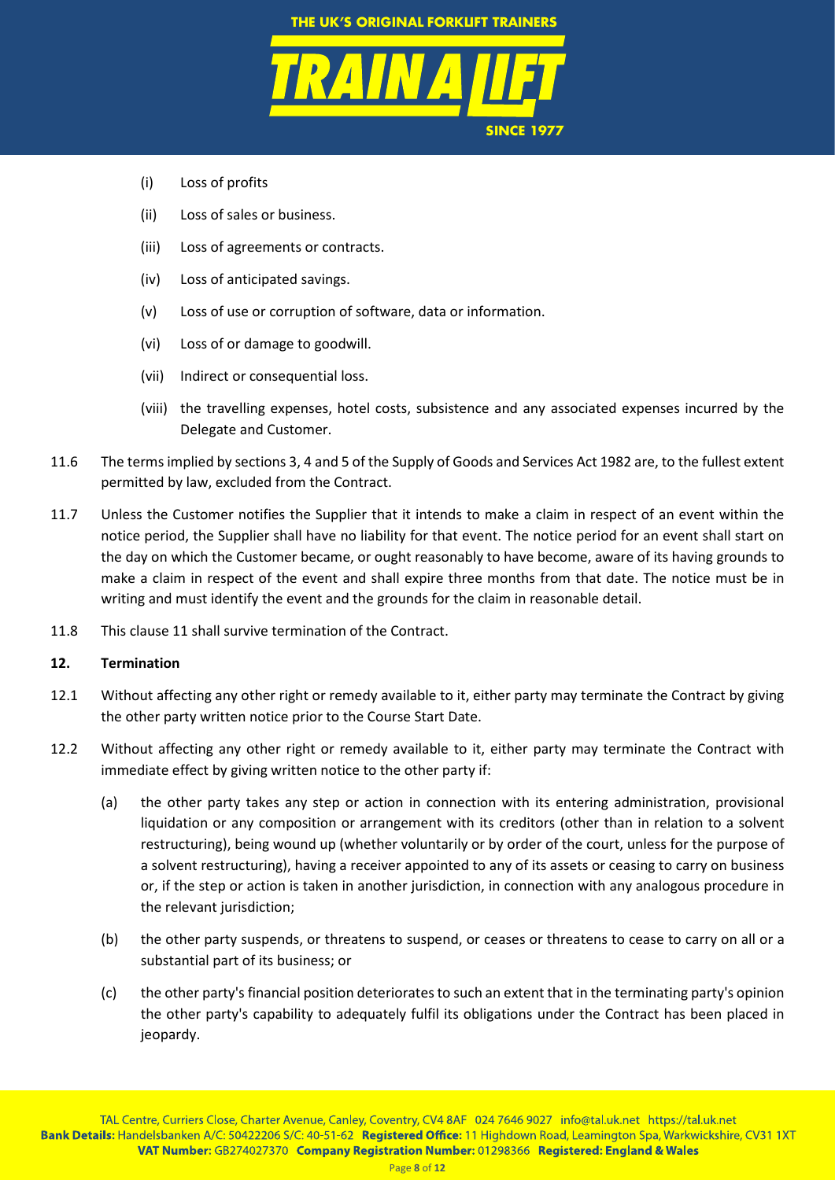(i) Loss of profits

(ii) Loss of sales or business.

(iii) Loss of agreements or contracts.

(iv) Loss of anticipated savings.

(v) Loss of use or corruption of software, data or information.

(vi) Loss of or damage to goodwill.

(vii) Indirect or consequential loss.

(viii) the travelling expenses, hotel costs, subsistence and any associated expenses incurred by the Delegate and Customer.

11.6 The terms implied by sections 3, 4 and 5 of the Supply of Goods and Services Act 1982 are, to the fullest extent permitted by law, excluded from the Contract.

11.7 Unless the Customer notifies the Supplier that it intends to make a claim in respect of an event within the notice period, the Supplier shall have no liability for that event. The notice period for an event shall start on the day on which the Customer became, or ought reasonably to have become, aware of its having grounds to make a claim in respect of the event and shall expire three months from that date. The notice must be in writing and must identify the event and the grounds for the claim in reasonable detail.

11.8 This clause 11 shall survive termination of the Contract.

**12. Termination**

12.1 Without affecting any other right or remedy available to it, either party may terminate the Contract by giving the other party written notice prior to the Course Start Date.

12.2 Without affecting any other right or remedy available to it, either party may terminate the Contract with immediate effect by giving written notice to the other party if:

(a) the other party takes any step or action in connection with its entering administration, provisional liquidation or any composition or arrangement with its creditors (other than in relation to a solvent restructuring), being wound up (whether voluntarily or by order of the court, unless for the purpose of a solvent restructuring), having a receiver appointed to any of its assets or ceasing to carry on business or, if the step or action is taken in another jurisdiction, in connection with any analogous procedure in the relevant jurisdiction;

(b) the other party suspends, or threatens to suspend, or ceases or threatens to cease to carry on all or a substantial part of its business; or

(c) the other party's financial position deteriorates to such an extent that in the terminating party's opinion the other party's capability to adequately fulfil its obligations under the Contract has been placed in jeopardy.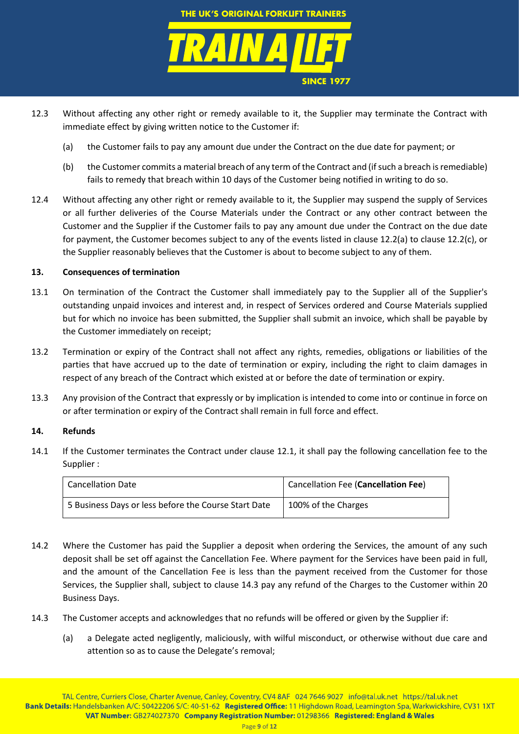12.3 Without affecting any other right or remedy available to it, the Supplier may terminate the Contract with immediate effect by giving written notice to the Customer if:

(a) the Customer fails to pay any amount due under the Contract on the due date for payment; or

(b) the Customer commits a material breach of any term of the Contract and (if such a breach is remediable) fails to remedy that breach within 10 days of the Customer being notified in writing to do so.

12.4 Without affecting any other right or remedy available to it, the Supplier may suspend the supply of Services or all further deliveries of the Course Materials under the Contract or any other contract between the Customer and the Supplier if the Customer fails to pay any amount due under the Contract on the due date for payment, the Customer becomes subject to any of the events listed in clause 12.2(a) to clause 12.2(c), or the Supplier reasonably believes that the Customer is about to become subject to any of them.

**13. Consequences of termination**

13.1 On termination of the Contract the Customer shall immediately pay to the Supplier all of the Supplier's outstanding unpaid invoices and interest and, in respect of Services ordered and Course Materials supplied but for which no invoice has been submitted, the Supplier shall submit an invoice, which shall be payable by the Customer immediately on receipt;

13.2 Termination or expiry of the Contract shall not affect any rights, remedies, obligations or liabilities of the parties that have accrued up to the date of termination or expiry, including the right to claim damages in respect of any breach of the Contract which existed at or before the date of termination or expiry.

13.3 Any provision of the Contract that expressly or by implication is intended to come into or continue in force on or after termination or expiry of the Contract shall remain in full force and effect.

**14. Refunds**

14.1 If the Customer terminates the Contract under clause 12.1, it shall pay the following cancellation fee to the Supplier :

| Cancellation Date | Cancellation Fee (**Cancellation Fee**) |
|---|---|
| 5 Business Days or less before the Course Start Date | 100% of the Charges |

14.2 Where the Customer has paid the Supplier a deposit when ordering the Services, the amount of any such deposit shall be set off against the Cancellation Fee. Where payment for the Services have been paid in full, and the amount of the Cancellation Fee is less than the payment received from the Customer for those Services, the Supplier shall, subject to clause 14.3 pay any refund of the Charges to the Customer within 20 Business Days.

14.3 The Customer accepts and acknowledges that no refunds will be offered or given by the Supplier if:

(a) a Delegate acted negligently, maliciously, with wilful misconduct, or otherwise without due care and attention so as to cause the Delegate's removal;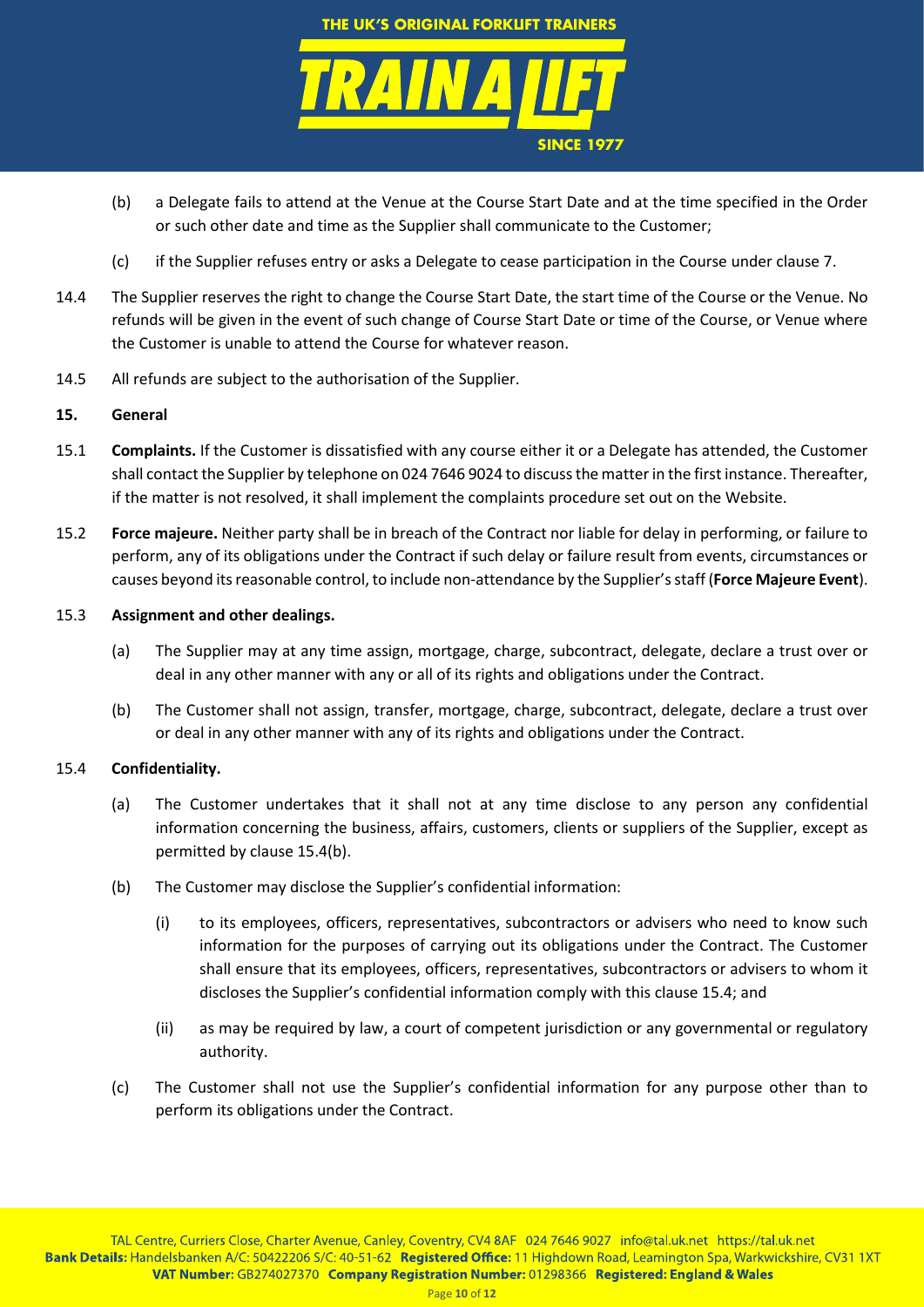(b) a Delegate fails to attend at the Venue at the Course Start Date and at the time specified in the Order or such other date and time as the Supplier shall communicate to the Customer;

(c) if the Supplier refuses entry or asks a Delegate to cease participation in the Course under clause 7.

14.4 The Supplier reserves the right to change the Course Start Date, the start time of the Course or the Venue. No refunds will be given in the event of such change of Course Start Date or time of the Course, or Venue where the Customer is unable to attend the Course for whatever reason.

14.5 All refunds are subject to the authorisation of the Supplier.

**15. General**

15.1 **Complaints.** If the Customer is dissatisfied with any course either it or a Delegate has attended, the Customer shall contact the Supplier by telephone on 024 7646 9024 to discuss the matter in the first instance. Thereafter, if the matter is not resolved, it shall implement the complaints procedure set out on the Website.

15.2 **Force majeure.** Neither party shall be in breach of the Contract nor liable for delay in performing, or failure to perform, any of its obligations under the Contract if such delay or failure result from events, circumstances or causes beyond its reasonable control, to include non-attendance by the Supplier's staff (**Force Majeure Event**).

15.3 **Assignment and other dealings.**

(a) The Supplier may at any time assign, mortgage, charge, subcontract, delegate, declare a trust over or deal in any other manner with any or all of its rights and obligations under the Contract.

(b) The Customer shall not assign, transfer, mortgage, charge, subcontract, delegate, declare a trust over or deal in any other manner with any of its rights and obligations under the Contract.

15.4 **Confidentiality.**

(a) The Customer undertakes that it shall not at any time disclose to any person any confidential information concerning the business, affairs, customers, clients or suppliers of the Supplier, except as permitted by clause 15.4(b).

(b) The Customer may disclose the Supplier's confidential information:

(i) to its employees, officers, representatives, subcontractors or advisers who need to know such information for the purposes of carrying out its obligations under the Contract. The Customer shall ensure that its employees, officers, representatives, subcontractors or advisers to whom it discloses the Supplier's confidential information comply with this clause 15.4; and

(ii) as may be required by law, a court of competent jurisdiction or any governmental or regulatory authority.

(c) The Customer shall not use the Supplier's confidential information for any purpose other than to perform its obligations under the Contract.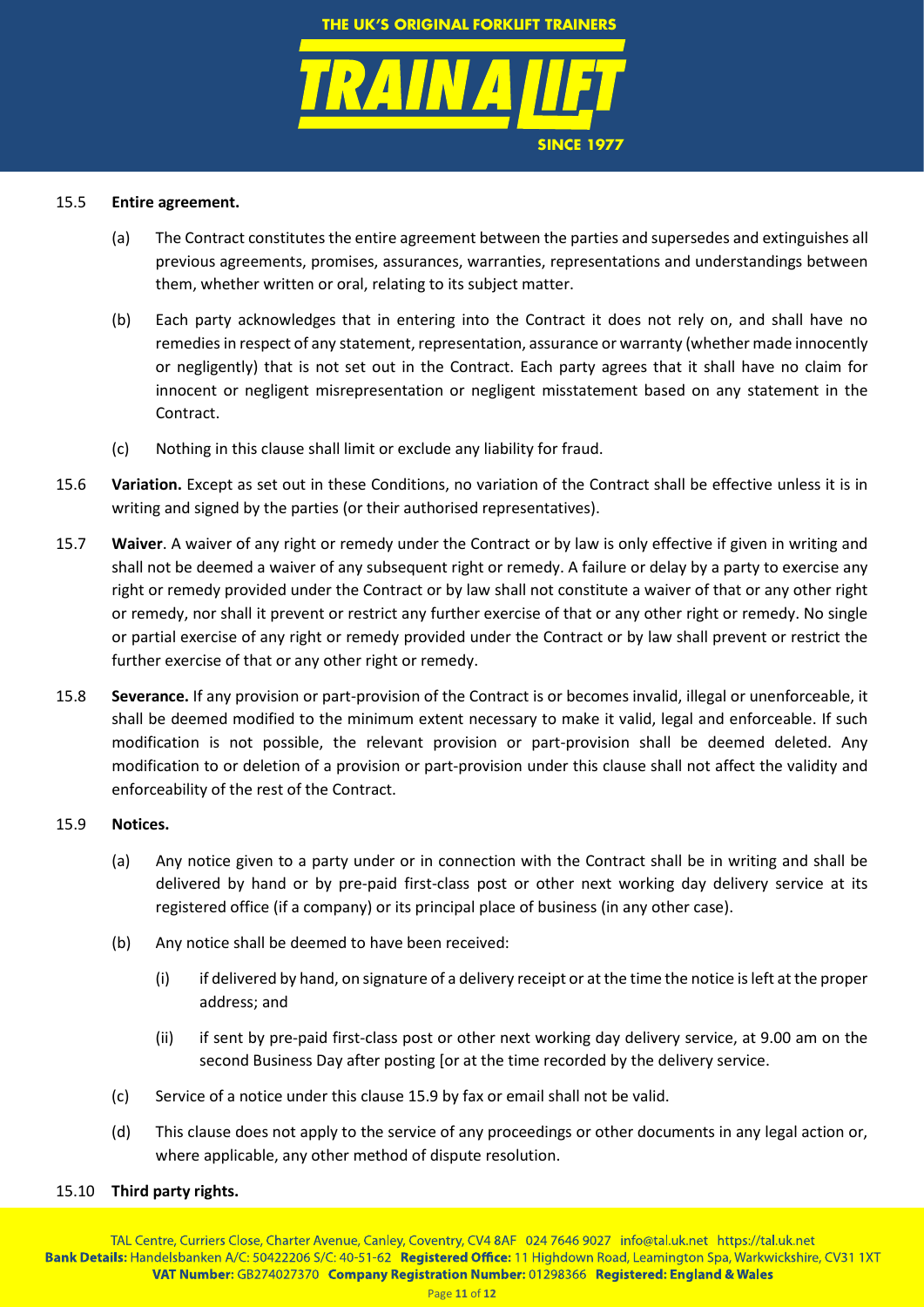15.5 **Entire agreement.**

(a) The Contract constitutes the entire agreement between the parties and supersedes and extinguishes all previous agreements, promises, assurances, warranties, representations and understandings between them, whether written or oral, relating to its subject matter.

(b) Each party acknowledges that in entering into the Contract it does not rely on, and shall have no remedies in respect of any statement, representation, assurance or warranty (whether made innocently or negligently) that is not set out in the Contract. Each party agrees that it shall have no claim for innocent or negligent misrepresentation or negligent misstatement based on any statement in the Contract.

(c) Nothing in this clause shall limit or exclude any liability for fraud.

15.6 **Variation.** Except as set out in these Conditions, no variation of the Contract shall be effective unless it is in writing and signed by the parties (or their authorised representatives).

15.7 **Waiver**. A waiver of any right or remedy under the Contract or by law is only effective if given in writing and shall not be deemed a waiver of any subsequent right or remedy. A failure or delay by a party to exercise any right or remedy provided under the Contract or by law shall not constitute a waiver of that or any other right or remedy, nor shall it prevent or restrict any further exercise of that or any other right or remedy. No single or partial exercise of any right or remedy provided under the Contract or by law shall prevent or restrict the further exercise of that or any other right or remedy.

15.8 **Severance.** If any provision or part-provision of the Contract is or becomes invalid, illegal or unenforceable, it shall be deemed modified to the minimum extent necessary to make it valid, legal and enforceable. If such modification is not possible, the relevant provision or part-provision shall be deemed deleted. Any modification to or deletion of a provision or part-provision under this clause shall not affect the validity and enforceability of the rest of the Contract.

15.9 **Notices.**

(a) Any notice given to a party under or in connection with the Contract shall be in writing and shall be delivered by hand or by pre-paid first-class post or other next working day delivery service at its registered office (if a company) or its principal place of business (in any other case).

(b) Any notice shall be deemed to have been received:

(i) if delivered by hand, on signature of a delivery receipt or at the time the notice is left at the proper address; and

(ii) if sent by pre-paid first-class post or other next working day delivery service, at 9.00 am on the second Business Day after posting [or at the time recorded by the delivery service.

(c) Service of a notice under this clause 15.9 by fax or email shall not be valid.

(d) This clause does not apply to the service of any proceedings or other documents in any legal action or, where applicable, any other method of dispute resolution.

15.10 **Third party rights.**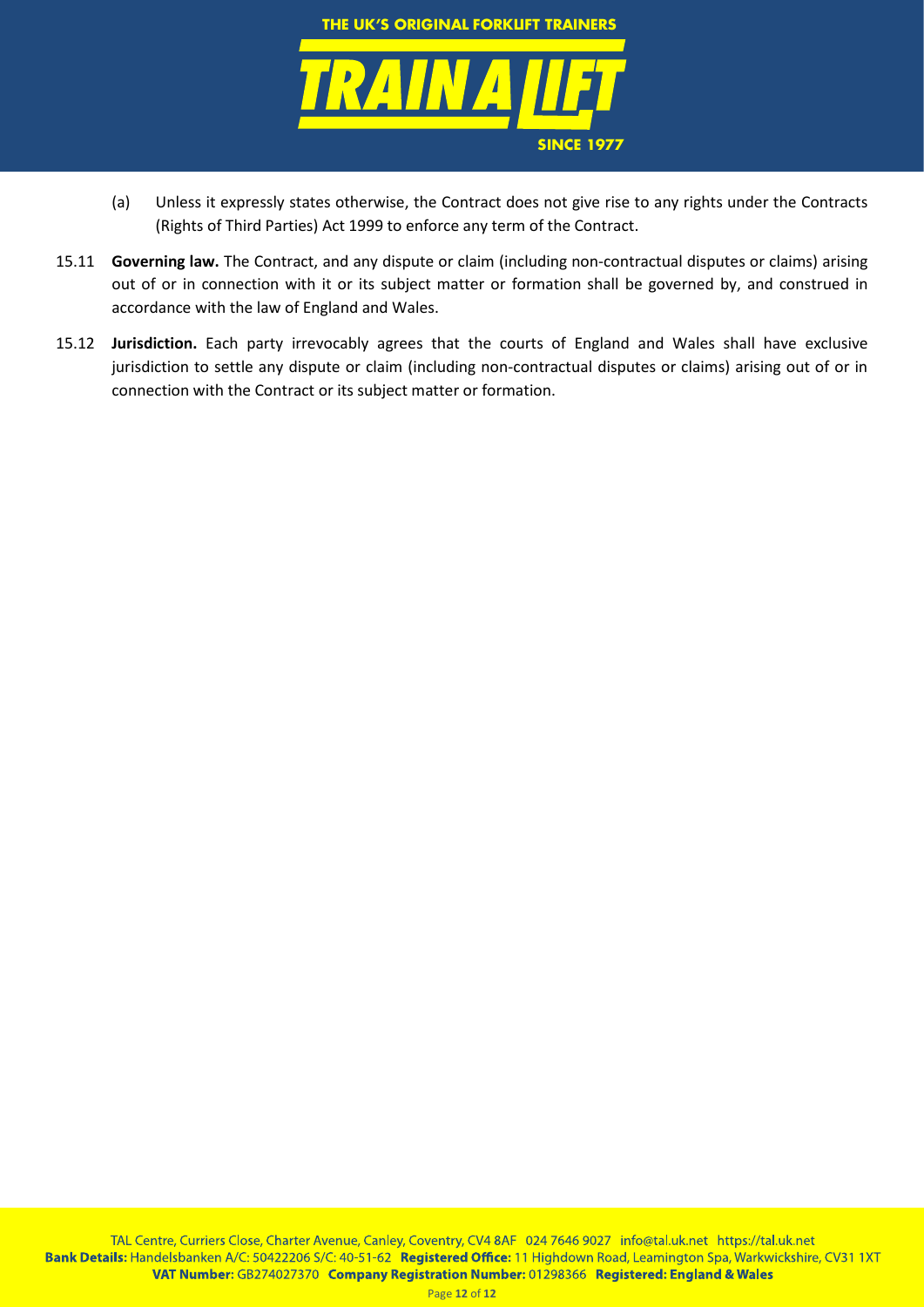(a) Unless it expressly states otherwise, the Contract does not give rise to any rights under the Contracts (Rights of Third Parties) Act 1999 to enforce any term of the Contract.

15.11 **Governing law.** The Contract, and any dispute or claim (including non-contractual disputes or claims) arising out of or in connection with it or its subject matter or formation shall be governed by, and construed in accordance with the law of England and Wales.

15.12 **Jurisdiction.** Each party irrevocably agrees that the courts of England and Wales shall have exclusive jurisdiction to settle any dispute or claim (including non-contractual disputes or claims) arising out of or in connection with the Contract or its subject matter or formation.